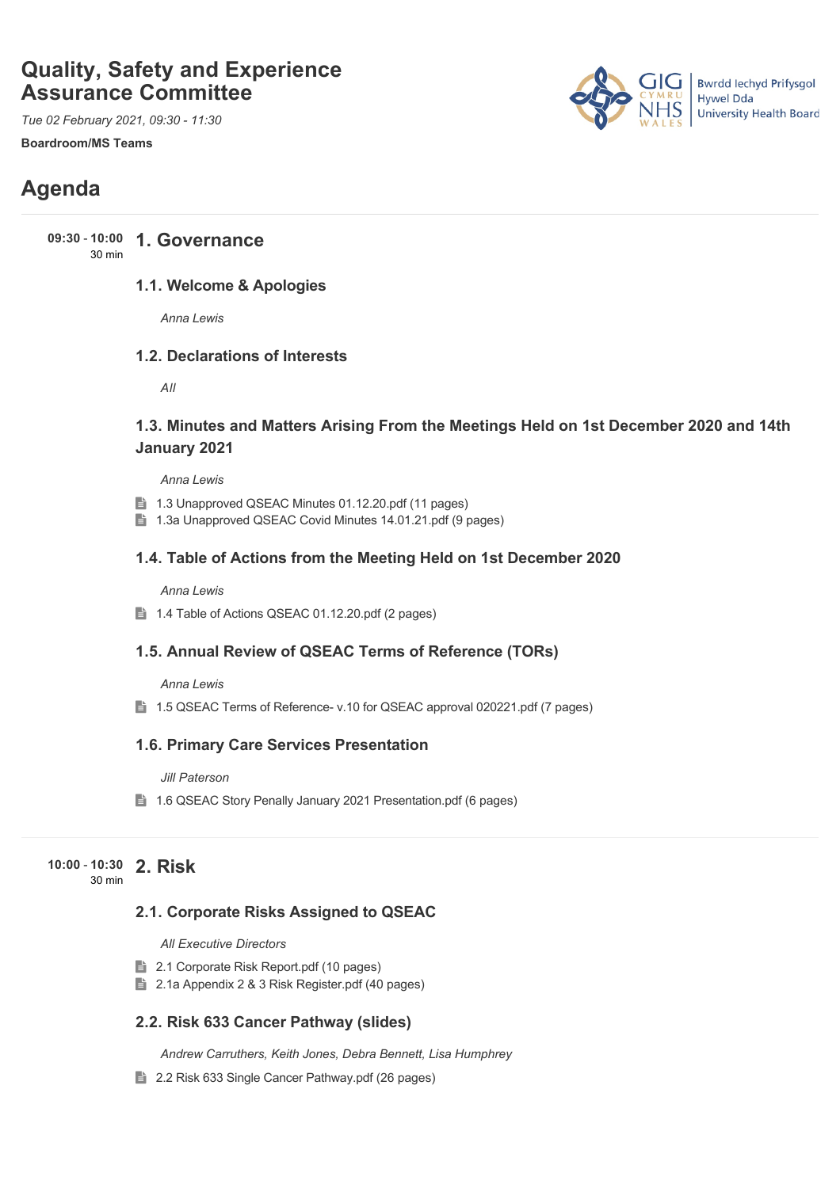# Quality, Safety and Experience Assurance Committee

*Tue 02 February 2021, 09:30 - 11:30*

**Boardroom/MS Teams**

GIG CYMRU NHS WALES | Bwrdd Iechyd Prifysgol Hywel Dda University Health Board

## Agenda

**09:30 - 10:00** 30 min

### 1. Governance

#### 1.1. Welcome & Apologies

*Anna Lewis*

#### 1.2. Declarations of Interests

*All*

#### 1.3. Minutes and Matters Arising From the Meetings Held on 1st December 2020 and 14th January 2021

*Anna Lewis*

- 1.3 Unapproved QSEAC Minutes 01.12.20.pdf (11 pages)
- 1.3a Unapproved QSEAC Covid Minutes 14.01.21.pdf (9 pages)

#### 1.4. Table of Actions from the Meeting Held on 1st December 2020

*Anna Lewis*

- 1.4 Table of Actions QSEAC 01.12.20.pdf (2 pages)

#### 1.5. Annual Review of QSEAC Terms of Reference (TORs)

*Anna Lewis*

- 1.5 QSEAC Terms of Reference- v.10 for QSEAC approval 020221.pdf (7 pages)

#### 1.6. Primary Care Services Presentation

*Jill Paterson*

- 1.6 QSEAC Story Penally January 2021 Presentation.pdf (6 pages)

**10:00 - 10:30** 30 min

### 2. Risk

#### 2.1. Corporate Risks Assigned to QSEAC

*All Executive Directors*

- 2.1 Corporate Risk Report.pdf (10 pages)
- 2.1a Appendix 2 & 3 Risk Register.pdf (40 pages)

#### 2.2. Risk 633 Cancer Pathway (slides)

*Andrew Carruthers, Keith Jones, Debra Bennett, Lisa Humphrey*

- 2.2 Risk 633 Single Cancer Pathway.pdf (26 pages)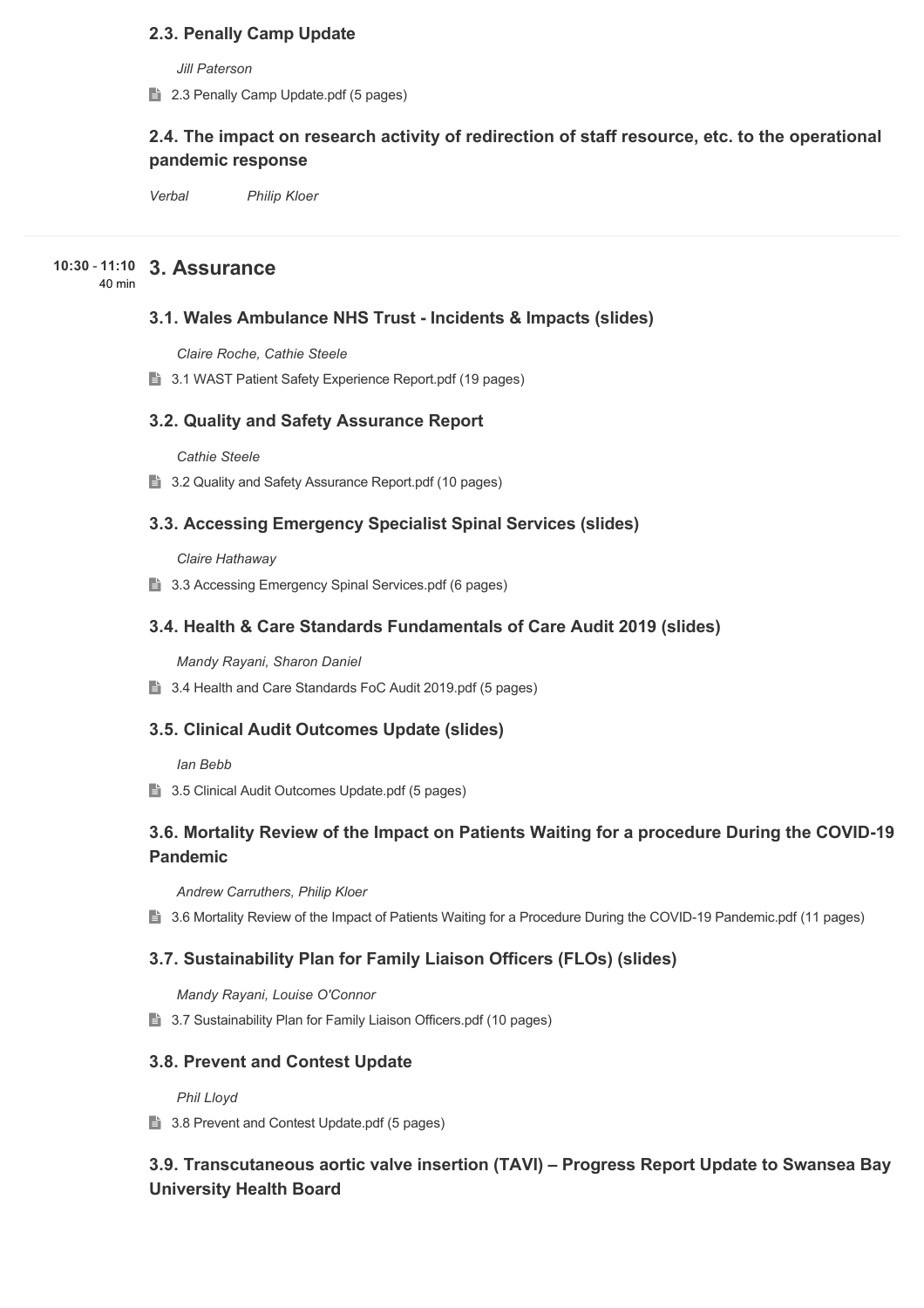### 2.3. Penally Camp Update

*Jill Paterson*

2.3 Penally Camp Update.pdf (5 pages)

### 2.4. The impact on research activity of redirection of staff resource, etc. to the operational pandemic response

*Verbal* *Philip Kloer*

**10:30 - 11:10** 40 min

## 3. Assurance

### 3.1. Wales Ambulance NHS Trust - Incidents & Impacts (slides)

*Claire Roche, Cathie Steele*

3.1 WAST Patient Safety Experience Report.pdf (19 pages)

### 3.2. Quality and Safety Assurance Report

*Cathie Steele*

3.2 Quality and Safety Assurance Report.pdf (10 pages)

### 3.3. Accessing Emergency Specialist Spinal Services (slides)

*Claire Hathaway*

3.3 Accessing Emergency Spinal Services.pdf (6 pages)

### 3.4. Health & Care Standards Fundamentals of Care Audit 2019 (slides)

*Mandy Rayani, Sharon Daniel*

3.4 Health and Care Standards FoC Audit 2019.pdf (5 pages)

### 3.5. Clinical Audit Outcomes Update (slides)

*Ian Bebb*

3.5 Clinical Audit Outcomes Update.pdf (5 pages)

### 3.6. Mortality Review of the Impact on Patients Waiting for a procedure During the COVID-19 Pandemic

*Andrew Carruthers, Philip Kloer*

3.6 Mortality Review of the Impact of Patients Waiting for a Procedure During the COVID-19 Pandemic.pdf (11 pages)

### 3.7. Sustainability Plan for Family Liaison Officers (FLOs) (slides)

*Mandy Rayani, Louise O'Connor*

3.7 Sustainability Plan for Family Liaison Officers.pdf (10 pages)

### 3.8. Prevent and Contest Update

*Phil Lloyd*

3.8 Prevent and Contest Update.pdf (5 pages)

### 3.9. Transcutaneous aortic valve insertion (TAVI) – Progress Report Update to Swansea Bay University Health Board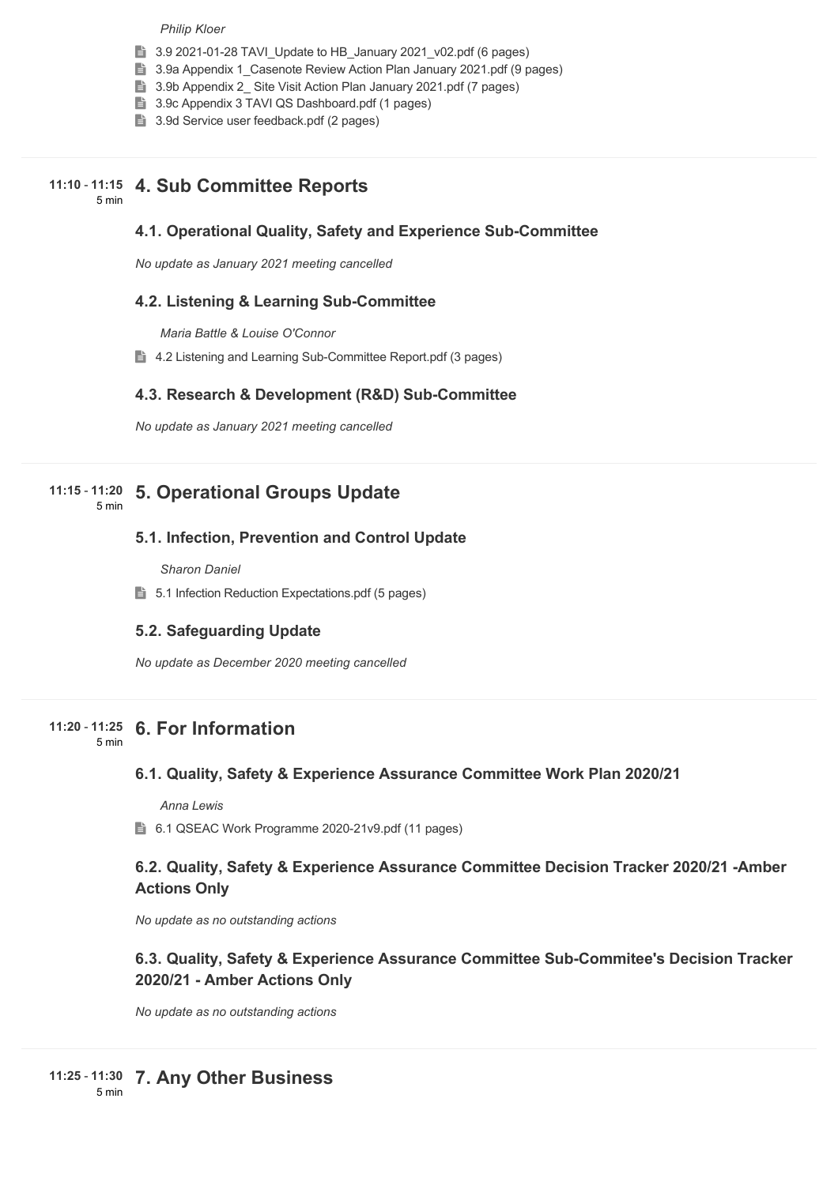*Philip Kloer*

- 3.9 2021-01-28 TAVI_Update to HB_January 2021_v02.pdf (6 pages)
- 3.9a Appendix 1_Casenote Review Action Plan January 2021.pdf (9 pages)
- 3.9b Appendix 2_ Site Visit Action Plan January 2021.pdf (7 pages)
- 3.9c Appendix 3 TAVI QS Dashboard.pdf (1 pages)
- 3.9d Service user feedback.pdf (2 pages)

**11:10 - 11:15** 5 min

## 4. Sub Committee Reports

### 4.1. Operational Quality, Safety and Experience Sub-Committee

*No update as January 2021 meeting cancelled*

### 4.2. Listening & Learning Sub-Committee

*Maria Battle & Louise O'Connor*

- 4.2 Listening and Learning Sub-Committee Report.pdf (3 pages)

### 4.3. Research & Development (R&D) Sub-Committee

*No update as January 2021 meeting cancelled*

**11:15 - 11:20** 5 min

## 5. Operational Groups Update

### 5.1. Infection, Prevention and Control Update

*Sharon Daniel*

- 5.1 Infection Reduction Expectations.pdf (5 pages)

### 5.2. Safeguarding Update

*No update as December 2020 meeting cancelled*

**11:20 - 11:25** 5 min

## 6. For Information

### 6.1. Quality, Safety & Experience Assurance Committee Work Plan 2020/21

*Anna Lewis*

- 6.1 QSEAC Work Programme 2020-21v9.pdf (11 pages)

### 6.2. Quality, Safety & Experience Assurance Committee Decision Tracker 2020/21 -Amber Actions Only

*No update as no outstanding actions*

### 6.3. Quality, Safety & Experience Assurance Committee Sub-Commitee's Decision Tracker 2020/21 - Amber Actions Only

*No update as no outstanding actions*

**11:25 - 11:30** 5 min

## 7. Any Other Business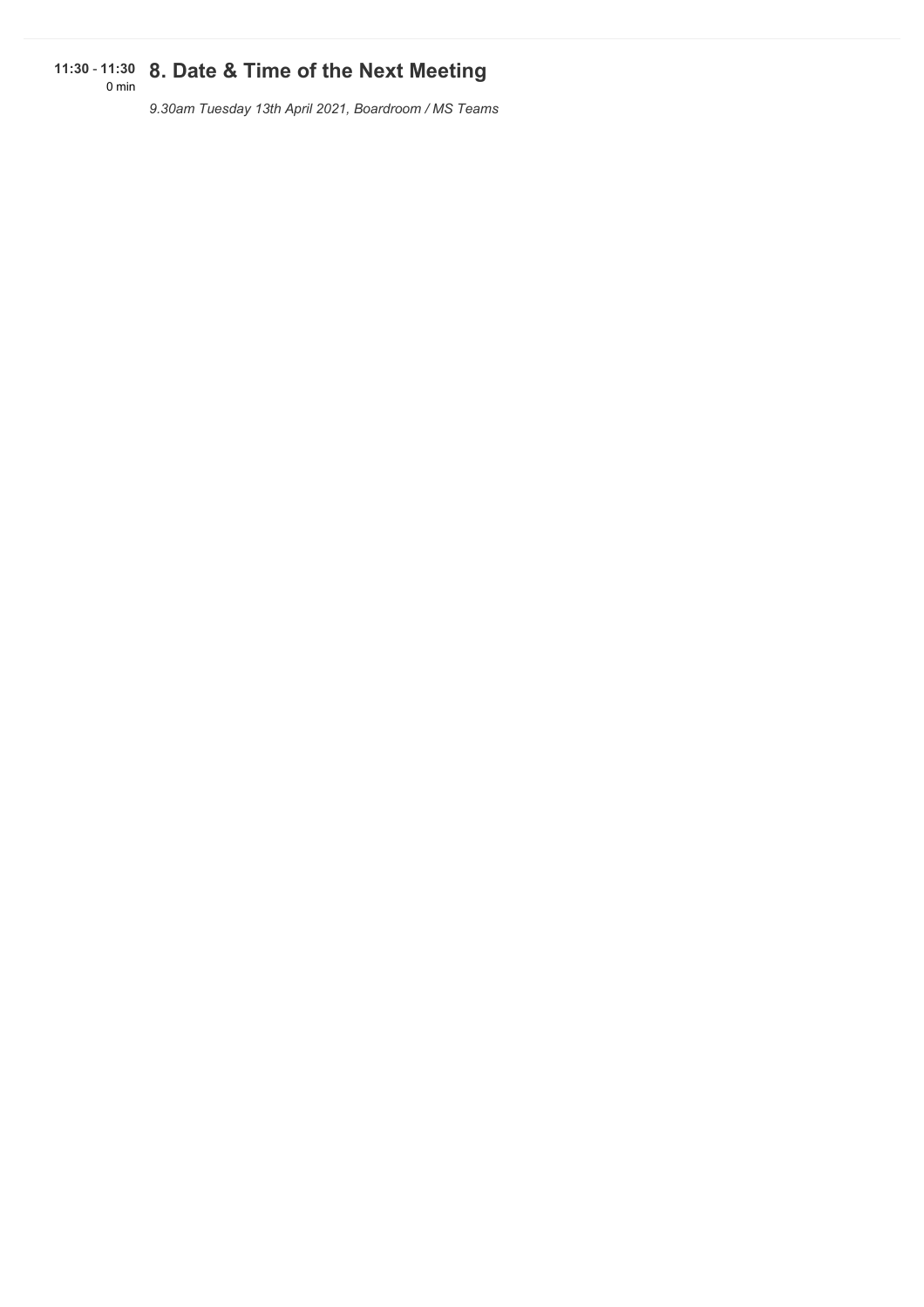**11:30 - 11:30**
0 min

## 8. Date & Time of the Next Meeting

*9.30am Tuesday 13th April 2021, Boardroom / MS Teams*